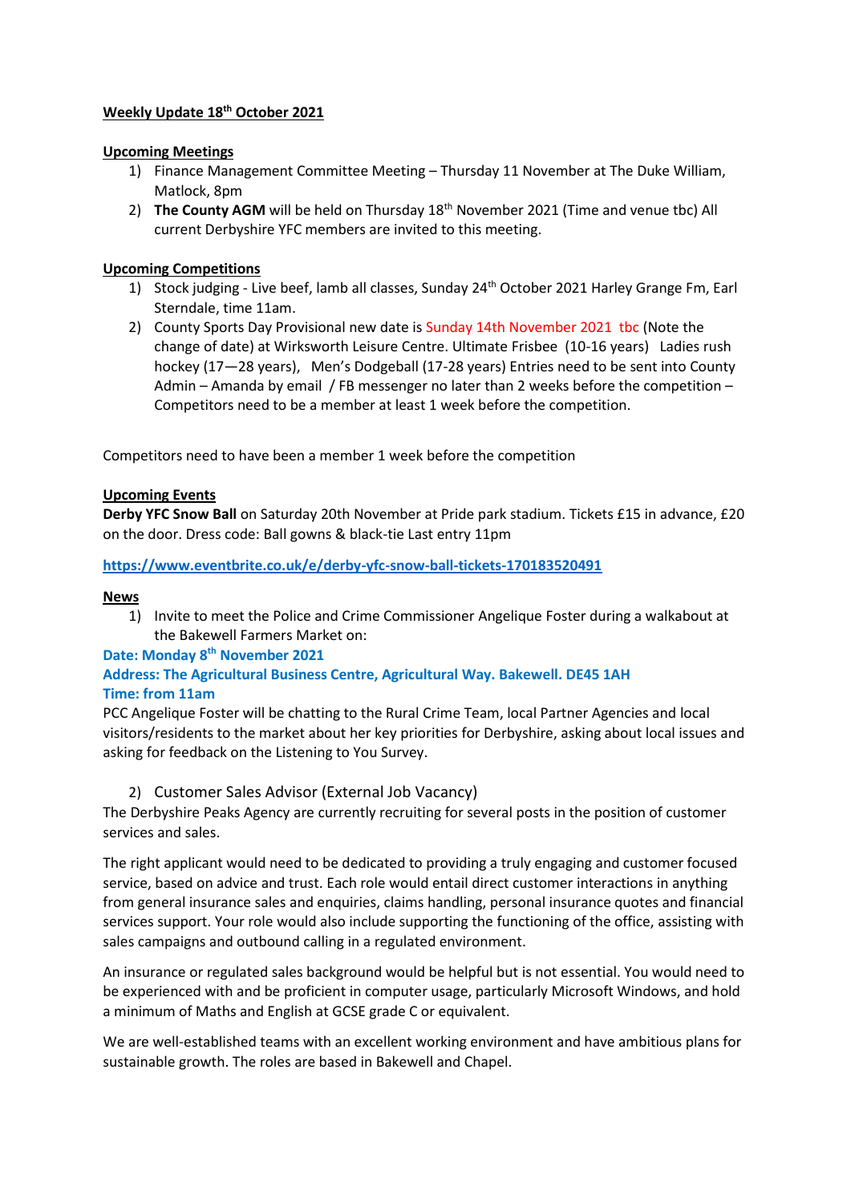**Weekly Update 18th October 2021**

**Upcoming Meetings**

1) Finance Management Committee Meeting – Thursday 11 November at The Duke William, Matlock, 8pm
2) **The County AGM** will be held on Thursday 18th November 2021 (Time and venue tbc) All current Derbyshire YFC members are invited to this meeting.

**Upcoming Competitions**

1) Stock judging - Live beef, lamb all classes, Sunday 24th October 2021 Harley Grange Fm, Earl Sterndale, time 11am.
2) County Sports Day Provisional new date is Sunday 14th November 2021 tbc (Note the change of date) at Wirksworth Leisure Centre. Ultimate Frisbee (10-16 years) Ladies rush hockey (17—28 years), Men's Dodgeball (17-28 years) Entries need to be sent into County Admin – Amanda by email / FB messenger no later than 2 weeks before the competition – Competitors need to be a member at least 1 week before the competition.

Competitors need to have been a member 1 week before the competition

**Upcoming Events**

**Derby YFC Snow Ball** on Saturday 20th November at Pride park stadium. Tickets £15 in advance, £20 on the door. Dress code: Ball gowns & black-tie Last entry 11pm

**https://www.eventbrite.co.uk/e/derby-yfc-snow-ball-tickets-170183520491**

**News**

1) Invite to meet the Police and Crime Commissioner Angelique Foster during a walkabout at the Bakewell Farmers Market on:

**Date: Monday 8th November 2021**
**Address: The Agricultural Business Centre, Agricultural Way. Bakewell. DE45 1AH**
**Time: from 11am**

PCC Angelique Foster will be chatting to the Rural Crime Team, local Partner Agencies and local visitors/residents to the market about her key priorities for Derbyshire, asking about local issues and asking for feedback on the Listening to You Survey.

2) Customer Sales Advisor (External Job Vacancy)

The Derbyshire Peaks Agency are currently recruiting for several posts in the position of customer services and sales.

The right applicant would need to be dedicated to providing a truly engaging and customer focused service, based on advice and trust. Each role would entail direct customer interactions in anything from general insurance sales and enquiries, claims handling, personal insurance quotes and financial services support. Your role would also include supporting the functioning of the office, assisting with sales campaigns and outbound calling in a regulated environment.

An insurance or regulated sales background would be helpful but is not essential. You would need to be experienced with and be proficient in computer usage, particularly Microsoft Windows, and hold a minimum of Maths and English at GCSE grade C or equivalent.

We are well-established teams with an excellent working environment and have ambitious plans for sustainable growth. The roles are based in Bakewell and Chapel.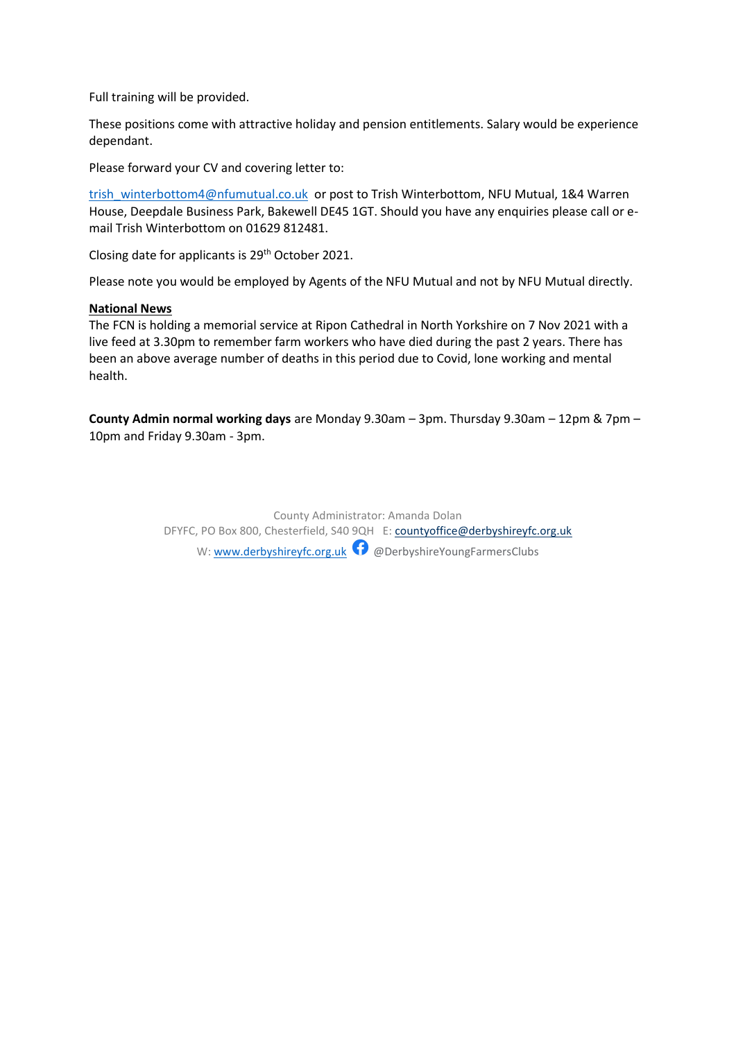Full training will be provided.

These positions come with attractive holiday and pension entitlements. Salary would be experience dependant.

Please forward your CV and covering letter to:

trish_winterbottom4@nfumutual.co.uk or post to Trish Winterbottom, NFU Mutual, 1&4 Warren House, Deepdale Business Park, Bakewell DE45 1GT. Should you have any enquiries please call or e-mail Trish Winterbottom on 01629 812481.

Closing date for applicants is 29th October 2021.

Please note you would be employed by Agents of the NFU Mutual and not by NFU Mutual directly.

**National News**

The FCN is holding a memorial service at Ripon Cathedral in North Yorkshire on 7 Nov 2021 with a live feed at 3.30pm to remember farm workers who have died during the past 2 years. There has been an above average number of deaths in this period due to Covid, lone working and mental health.

**County Admin normal working days** are Monday 9.30am – 3pm. Thursday 9.30am – 12pm & 7pm – 10pm and Friday 9.30am - 3pm.

County Administrator: Amanda Dolan

DFYFC, PO Box 800, Chesterfield, S40 9QH E: countyoffice@derbyshireyfc.org.uk

W: www.derbyshireyfc.org.uk @DerbyshireYoungFarmersClubs